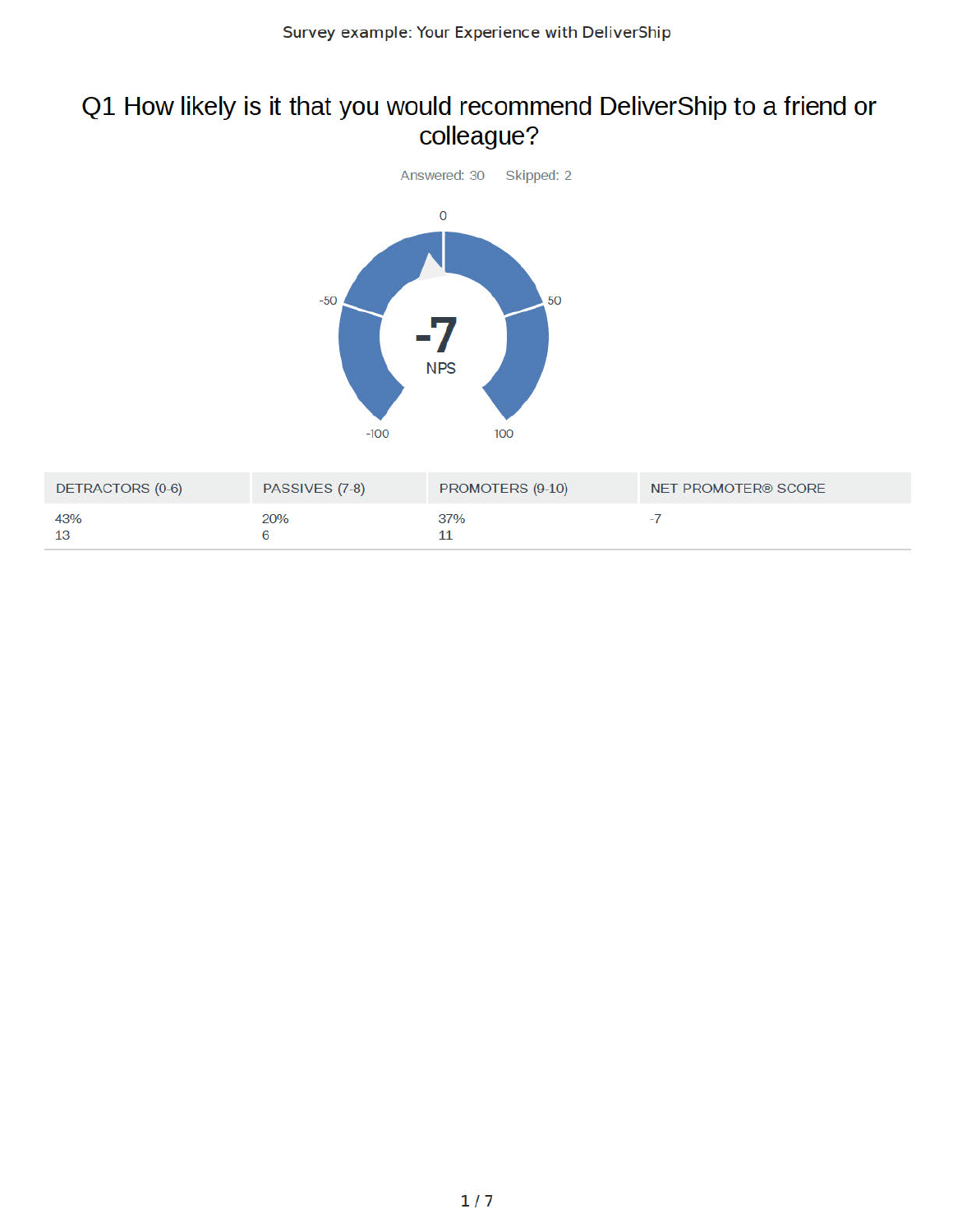# Q1 How likely is it that you would recommend DeliverShip to a friend or colleague?

Answered: 30 Skipped: 2

-7

NPS

| DETRACTORS (0-6) | PASSIVES (7-8) | PROMOTERS (9-10) | NET PROMOTER® SCORE |
|---|---|---|---|
| 43%<br>13 | 20%<br>6 | 37%<br>11 | -7 |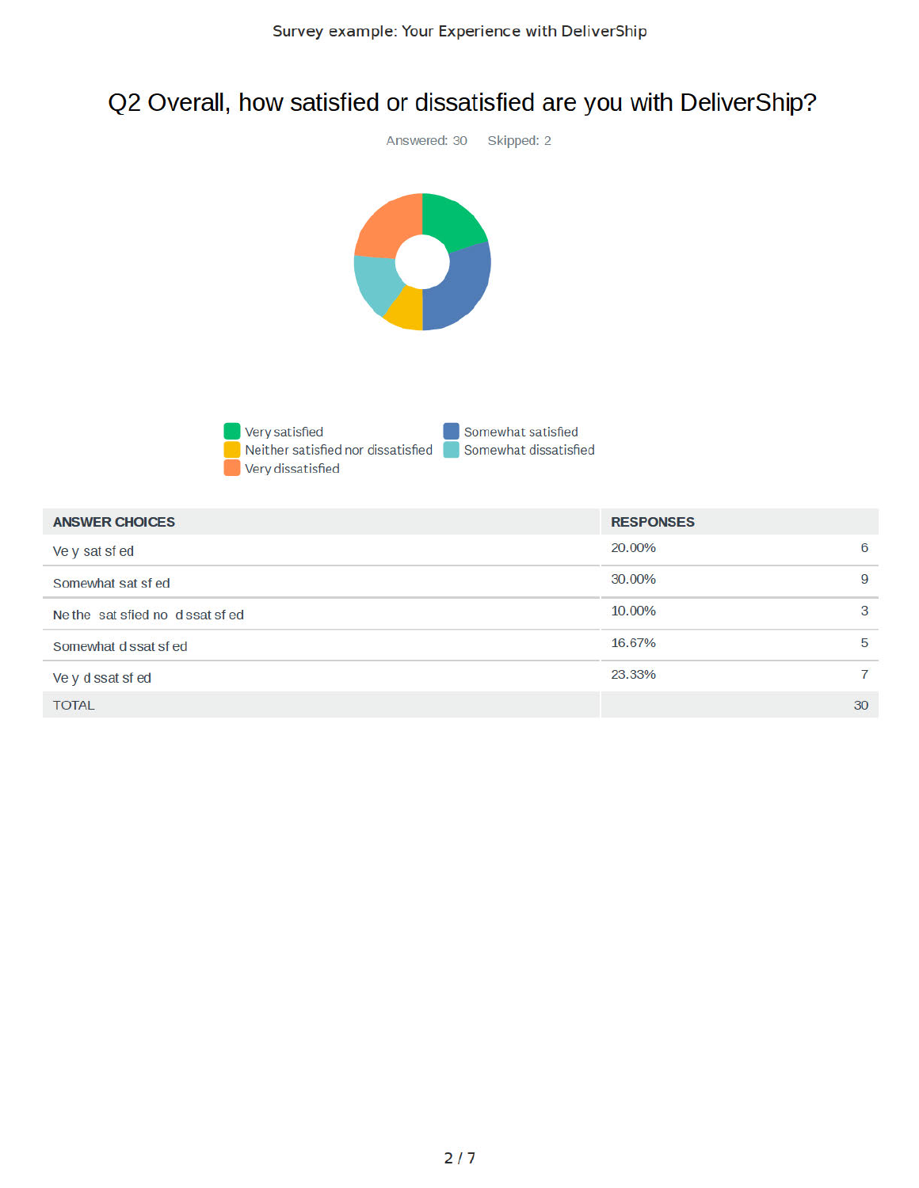# Q2 Overall, how satisfied or dissatisfied are you with DeliverShip?

Answered: 30 Skipped: 2

Very satisfied
Somewhat satisfied
Neither satisfied nor dissatisfied
Somewhat dissatisfied
Very dissatisfied

| ANSWER CHOICES | RESPONSES | |
|---|---|---|
| Ve y sat sf ed | 20.00% | 6 |
| Somewhat sat sf ed | 30.00% | 9 |
| Ne the sat sfied no d ssat sf ed | 10.00% | 3 |
| Somewhat d ssat sf ed | 16.67% | 5 |
| Ve y d ssat sf ed | 23.33% | 7 |
| TOTAL | | 30 |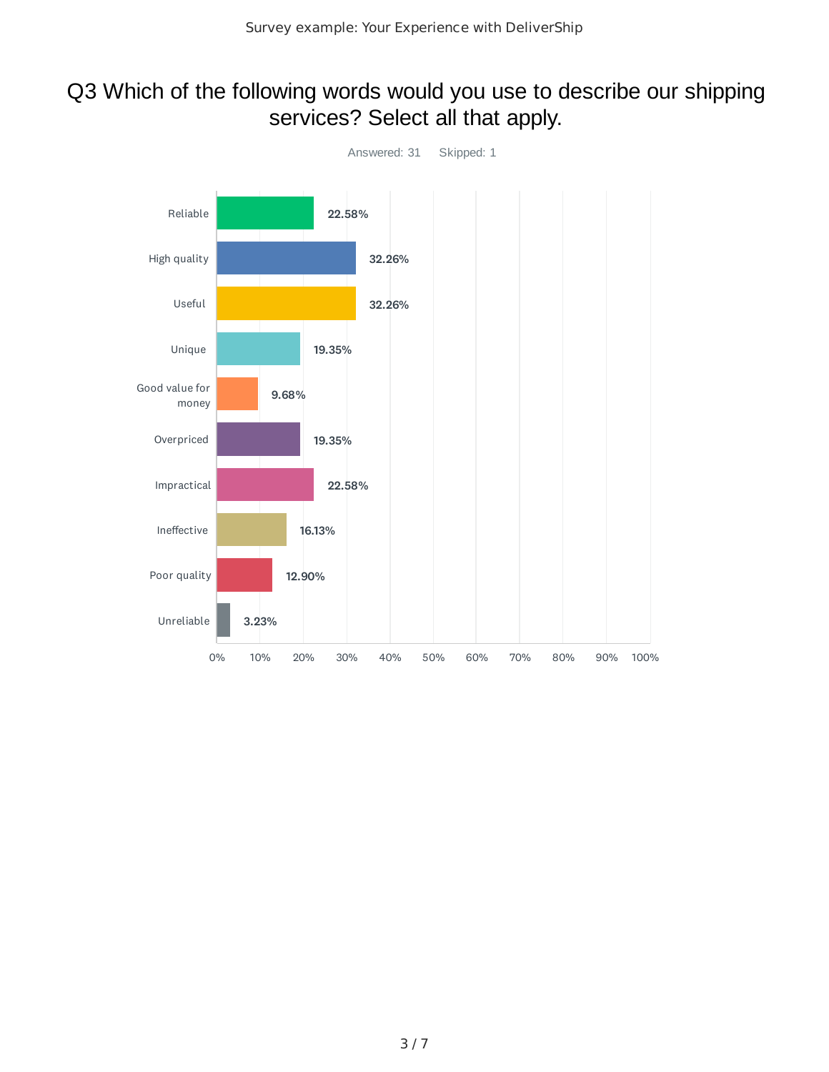# Q3 Which of the following words would you use to describe our shipping services? Select all that apply.

Answered: 31    Skipped: 1

| Answer | Percentage |
| --- | --- |
| Reliable | 22.58% |
| High quality | 32.26% |
| Useful | 32.26% |
| Unique | 19.35% |
| Good value for money | 9.68% |
| Overpriced | 19.35% |
| Impractical | 22.58% |
| Ineffective | 16.13% |
| Poor quality | 12.90% |
| Unreliable | 3.23% |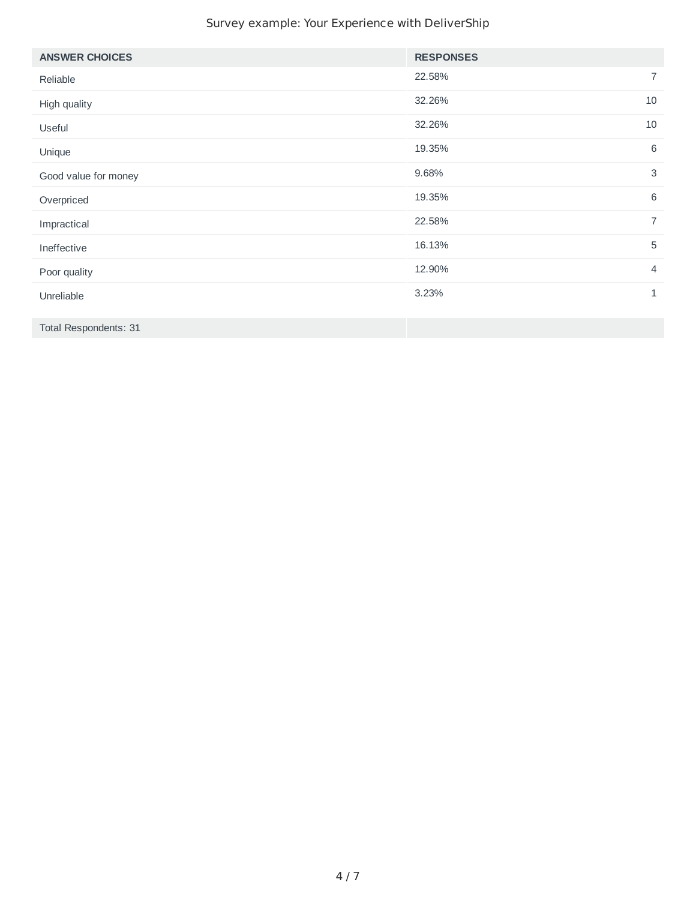| ANSWER CHOICES | RESPONSES | |
|---|---|---|
| Reliable | 22.58% | 7 |
| High quality | 32.26% | 10 |
| Useful | 32.26% | 10 |
| Unique | 19.35% | 6 |
| Good value for money | 9.68% | 3 |
| Overpriced | 19.35% | 6 |
| Impractical | 22.58% | 7 |
| Ineffective | 16.13% | 5 |
| Poor quality | 12.90% | 4 |
| Unreliable | 3.23% | 1 |
| Total Respondents: 31 | | |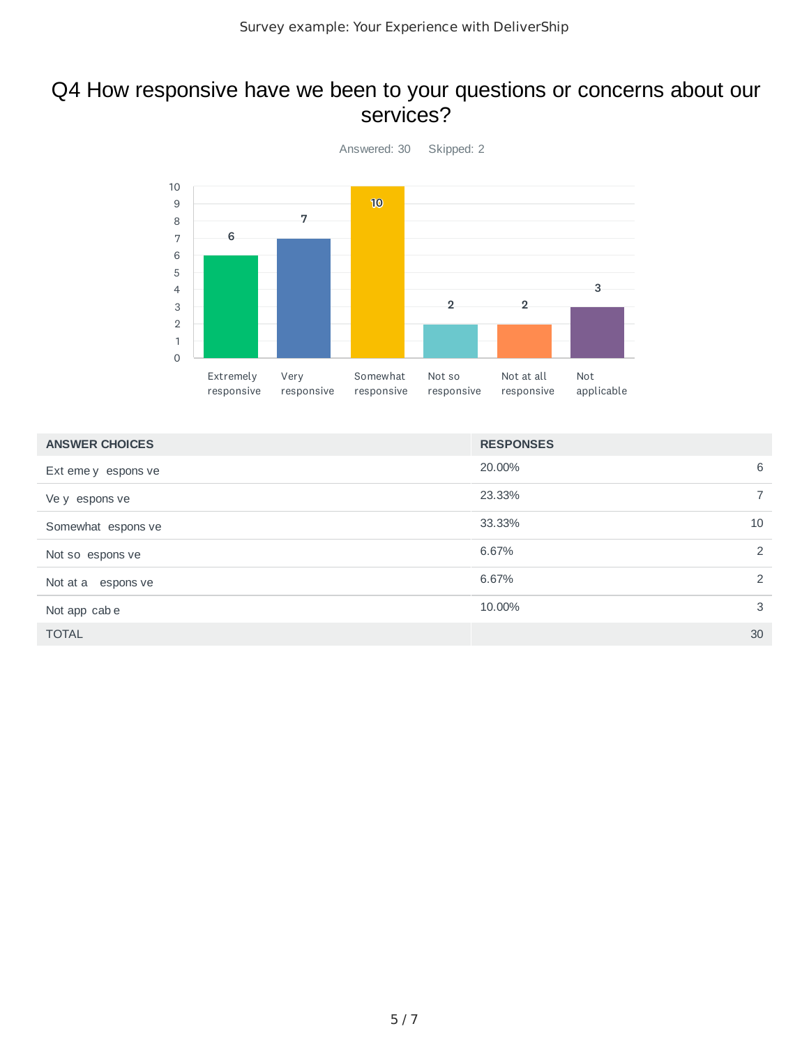# Q4 How responsive have we been to your questions or concerns about our services?

Answered: 30 Skipped: 2

| ANSWER CHOICES | RESPONSES | |
|---|---|---|
| Ext eme y espons ve | 20.00% | 6 |
| Ve y espons ve | 23.33% | 7 |
| Somewhat espons ve | 33.33% | 10 |
| Not so espons ve | 6.67% | 2 |
| Not at a espons ve | 6.67% | 2 |
| Not app cab e | 10.00% | 3 |
| TOTAL | | 30 |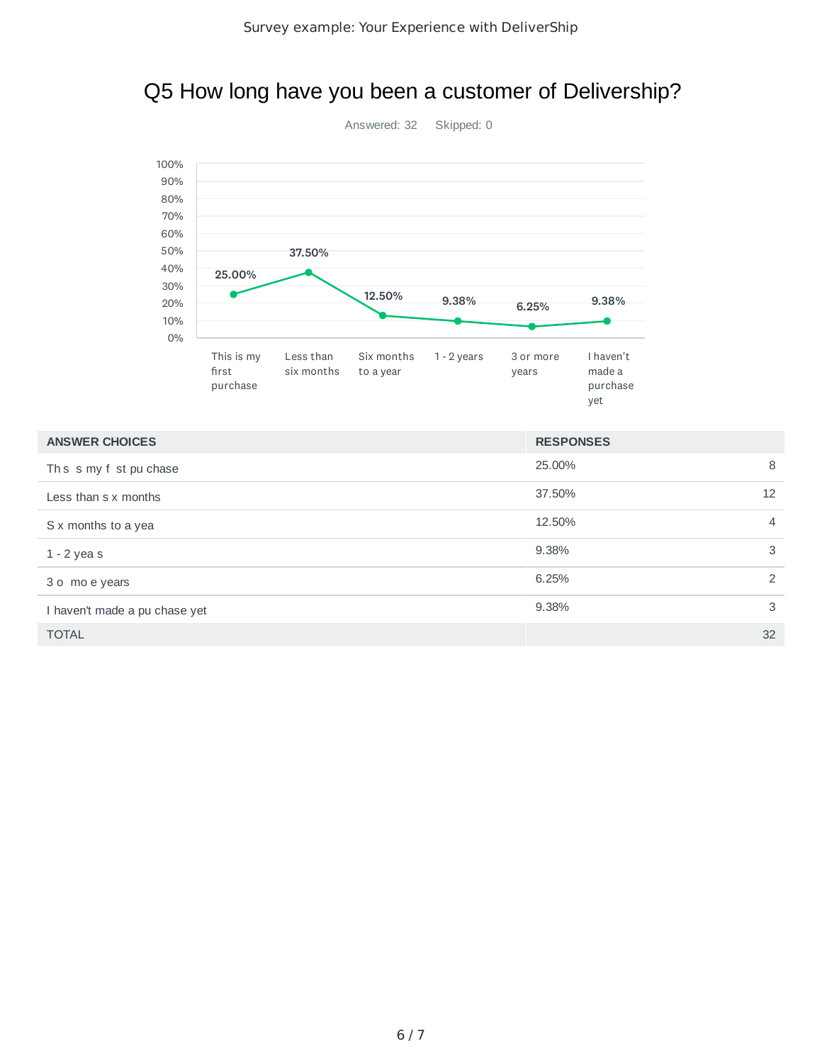# Q5 How long have you been a customer of Delivership?

Answered: 32 Skipped: 0

| ANSWER CHOICES | RESPONSES | |
|---|---|---|
| Th s s my f st pu chase | 25.00% | 8 |
| Less than s x months | 37.50% | 12 |
| S x months to a yea | 12.50% | 4 |
| 1 - 2 yea s | 9.38% | 3 |
| 3 o mo e years | 6.25% | 2 |
| I haven't made a pu chase yet | 9.38% | 3 |
| TOTAL | | 32 |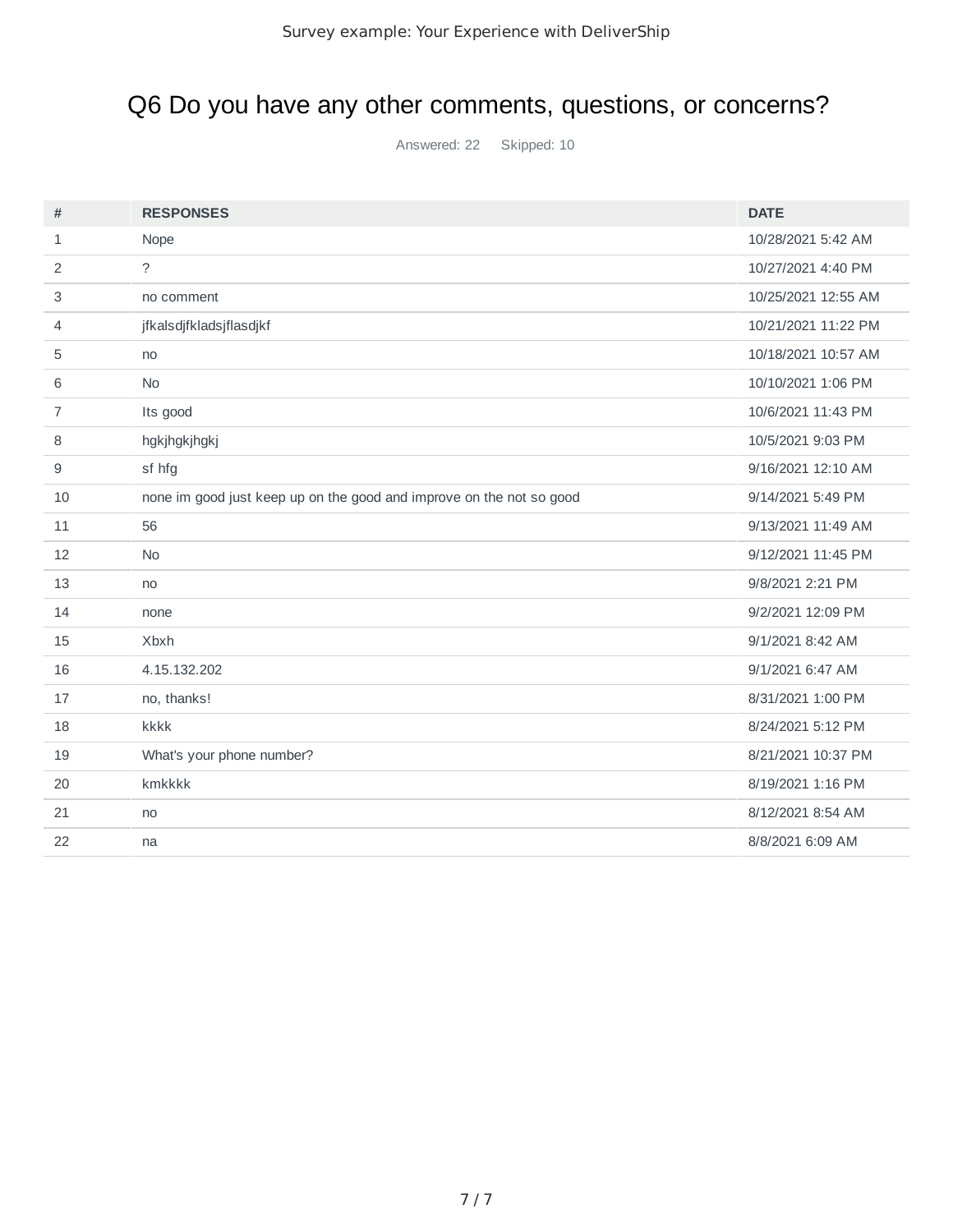# Q6 Do you have any other comments, questions, or concerns?

Answered: 22 Skipped: 10

| # | RESPONSES | DATE |
| --- | --- | --- |
| 1 | Nope | 10/28/2021 5:42 AM |
| 2 | ? | 10/27/2021 4:40 PM |
| 3 | no comment | 10/25/2021 12:55 AM |
| 4 | jfkalsdjfkladsjflasdjkf | 10/21/2021 11:22 PM |
| 5 | no | 10/18/2021 10:57 AM |
| 6 | No | 10/10/2021 1:06 PM |
| 7 | Its good | 10/6/2021 11:43 PM |
| 8 | hgkjhgkjhgkj | 10/5/2021 9:03 PM |
| 9 | sf hfg | 9/16/2021 12:10 AM |
| 10 | none im good just keep up on the good and improve on the not so good | 9/14/2021 5:49 PM |
| 11 | 56 | 9/13/2021 11:49 AM |
| 12 | No | 9/12/2021 11:45 PM |
| 13 | no | 9/8/2021 2:21 PM |
| 14 | none | 9/2/2021 12:09 PM |
| 15 | Xbxh | 9/1/2021 8:42 AM |
| 16 | 4.15.132.202 | 9/1/2021 6:47 AM |
| 17 | no, thanks! | 8/31/2021 1:00 PM |
| 18 | kkkk | 8/24/2021 5:12 PM |
| 19 | What's your phone number? | 8/21/2021 10:37 PM |
| 20 | kmkkkk | 8/19/2021 1:16 PM |
| 21 | no | 8/12/2021 8:54 AM |
| 22 | na | 8/8/2021 6:09 AM |